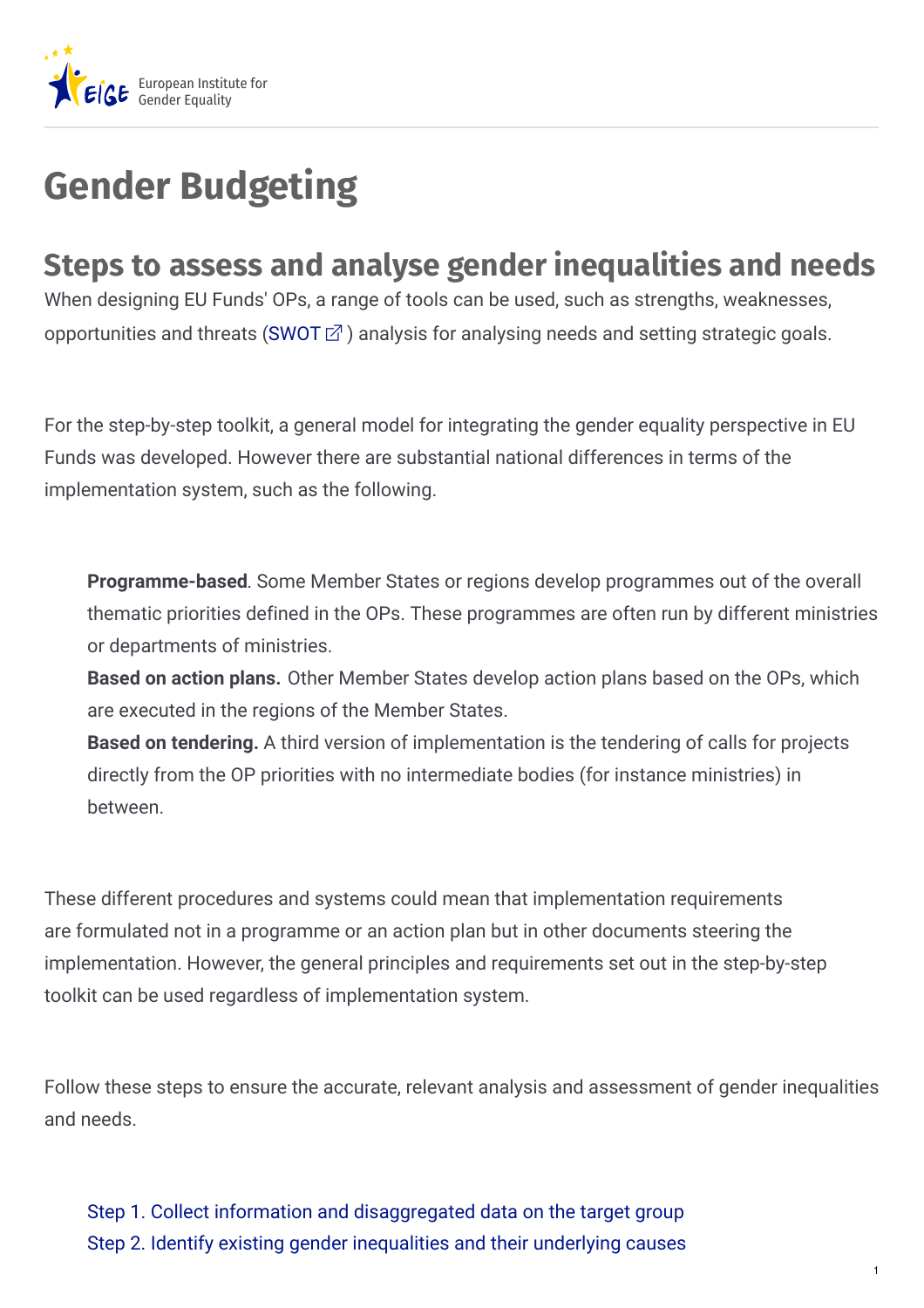# Gender Budgeting

## Steps to assess and analyse gender inequalities and needs

When designing EU Funds' OPs, a range of tools can be used, such as strengths, weaknesses, opportunities and threats (SWOT) analysis for analysing needs and setting strategic goals.

For the step-by-step toolkit, a general model for integrating the gender equality perspective in EU Funds was developed. However there are substantial national differences in terms of the implementation system, such as the following.

- **Programme-based**. Some Member States or regions develop programmes out of the overall thematic priorities defined in the OPs. These programmes are often run by different ministries or departments of ministries.
- **Based on action plans.** Other Member States develop action plans based on the OPs, which are executed in the regions of the Member States.
- **Based on tendering.** A third version of implementation is the tendering of calls for projects directly from the OP priorities with no intermediate bodies (for instance ministries) in between.

These different procedures and systems could mean that implementation requirements are formulated not in a programme or an action plan but in other documents steering the implementation. However, the general principles and requirements set out in the step-by-step toolkit can be used regardless of implementation system.

Follow these steps to ensure the accurate, relevant analysis and assessment of gender inequalities and needs.

- Step 1. Collect information and disaggregated data on the target group
- Step 2. Identify existing gender inequalities and their underlying causes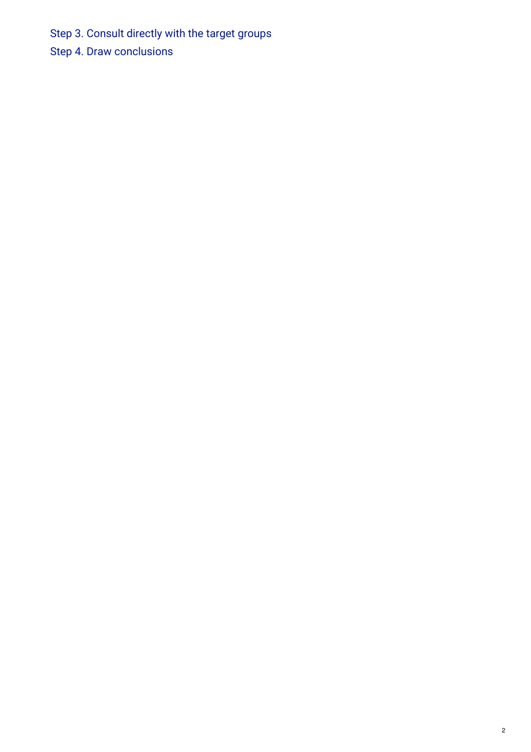Step 3. Consult directly with the target groups

Step 4. Draw conclusions